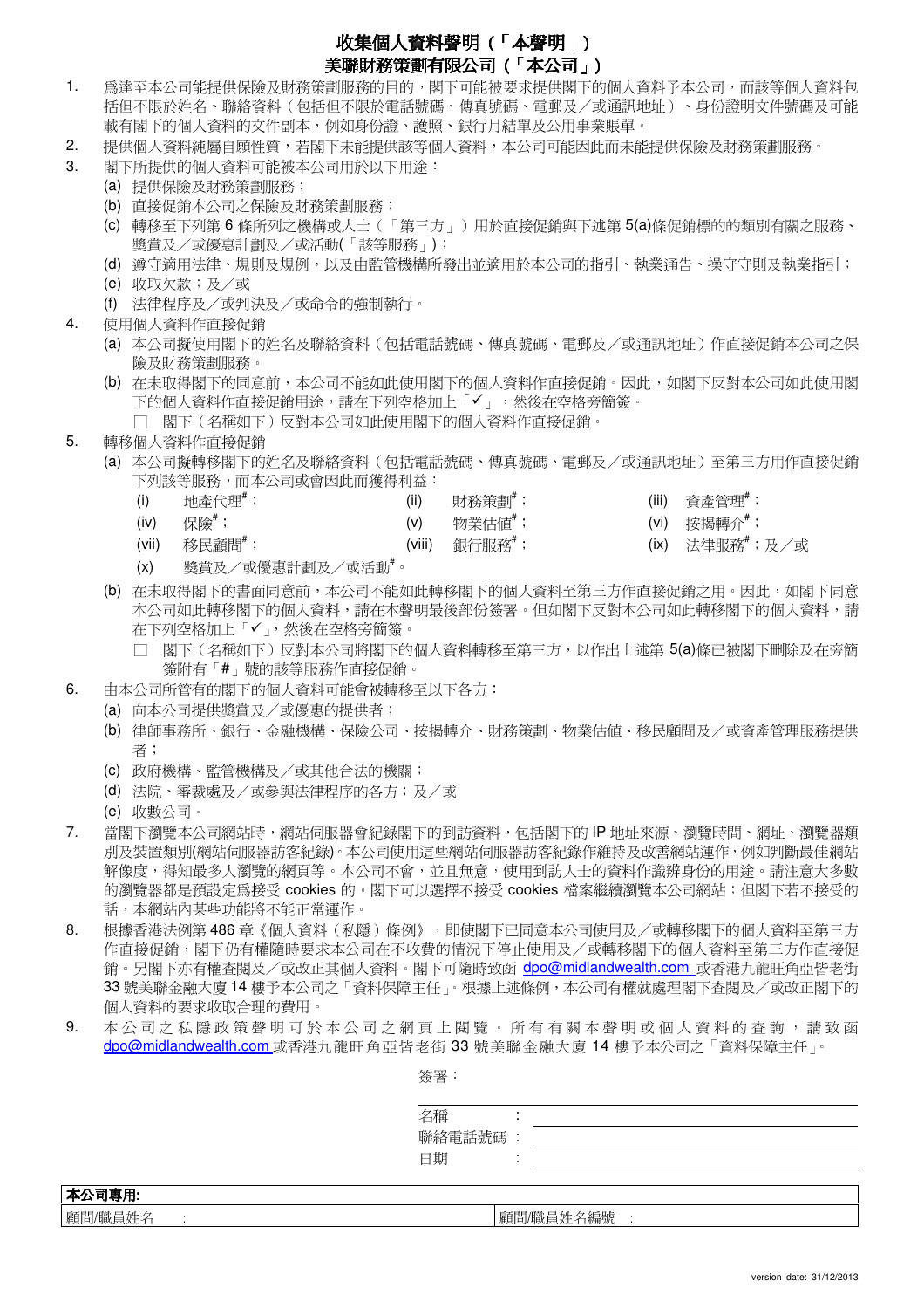# 收集個人資料聲明（「本聲明」）
# 美聯財務策劃有限公司（「本公司」）

1. 為達至本公司能提供保險及財務策劃服務的目的，閣下可能被要求提供閣下的個人資料予本公司，而該等個人資料包括但不限於姓名、聯絡資料（包括但不限於電話號碼、傳真號碼、電郵及／或通訊地址）、身份證明文件號碼及可能載有閣下的個人資料的文件副本，例如身份證、護照、銀行月結單及公用事業賬單。
2. 提供個人資料純屬自願性質，若閣下未能提供該等個人資料，本公司可能因此而未能提供保險及財務策劃服務。
3. 閣下所提供的個人資料可能被本公司用於以下用途：
   (a) 提供保險及財務策劃服務；
   (b) 直接促銷本公司之保險及財務策劃服務；
   (c) 轉移至下列第 6 條所列之機構或人士（「第三方」）用於直接促銷與下述第 5(a)條促銷標的的類別有關之服務、獎賞及／或優惠計劃及／或活動(「該等服務」)；
   (d) 遵守適用法律、規則及規例，以及由監管機構所發出並適用於本公司的指引、執業通告、操守守則及執業指引；
   (e) 收取欠款；及／或
   (f) 法律程序及／或判決及／或命令的強制執行。
4. 使用個人資料作直接促銷
   (a) 本公司擬使用閣下的姓名及聯絡資料（包括電話號碼、傳真號碼、電郵及／或通訊地址）作直接促銷本公司之保險及財務策劃服務。
   (b) 在未取得閣下的同意前，本公司不能如此使用閣下的個人資料作直接促銷。因此，如閣下反對本公司如此使用閣下的個人資料作直接促銷用途，請在下列空格加上「✓」，然後在空格旁簡簽。
   ☐ 閣下（名稱如下）反對本公司如此使用閣下的個人資料作直接促銷。
5. 轉移個人資料作直接促銷
   (a) 本公司擬轉移閣下的姓名及聯絡資料（包括電話號碼、傳真號碼、電郵及／或通訊地址）至第三方用作直接促銷下列該等服務，而本公司或會因此而獲得利益：
      (i) 地產代理#；
      (ii) 財務策劃#；
      (iii) 資產管理#；
      (iv) 保險#；
      (v) 物業估值#；
      (vi) 按揭轉介#；
      (vii) 移民顧問#；
      (viii) 銀行服務#；
      (ix) 法律服務#；及／或
      (x) 獎賞及／或優惠計劃及／或活動#。
   (b) 在未取得閣下的書面同意前，本公司不能如此轉移閣下的個人資料至第三方作直接促銷之用。因此，如閣下同意本公司如此轉移閣下的個人資料，請在本聲明最後部份簽署。但如閣下反對本公司如此轉移閣下的個人資料，請在下列空格加上「✓」，然後在空格旁簡簽。
   ☐ 閣下（名稱如下）反對本公司將閣下的個人資料轉移至第三方，以作出上述第 5(a)條已被閣下刪除及在旁簡簽附有「#」號的該等服務作直接促銷。
6. 由本公司所管有的閣下的個人資料可能會被轉移至以下各方：
   (a) 向本公司提供獎賞及／或優惠的提供者；
   (b) 律師事務所、銀行、金融機構、保險公司、按揭轉介、財務策劃、物業估值、移民顧問及／或資產管理服務提供者；
   (c) 政府機構、監管機構及／或其他合法的機關；
   (d) 法院、審裁處及／或參與法律程序的各方；及／或
   (e) 收數公司。
7. 當閣下瀏覽本公司網站時，網站伺服器會紀錄閣下的到訪資料，包括閣下的 IP 地址來源、瀏覽時間、網址、瀏覽器類別及裝置類別(網站伺服器訪客紀錄)。本公司使用這些網站伺服器訪客紀錄作維持及改善網站運作，例如判斷最佳網站解像度，得知最多人瀏覽的網頁等。本公司不會，並且無意，使用到訪人士的資料作識辨身份的用途。請注意大多數的瀏覽器都是預設定爲接受 cookies 的。閣下可以選擇不接受 cookies 檔案繼續瀏覽本公司網站；但閣下若不接受的話，本網站內某些功能將不能正常運作。
8. 根據香港法例第 486 章《個人資料（私隱）條例》，即使閣下已同意本公司使用及／或轉移閣下的個人資料至第三方作直接促銷，閣下仍有權隨時要求本公司在不收費的情況下停止使用及／或轉移閣下的個人資料至第三方作直接促銷。另閣下亦有權查閱及／或改正其個人資料。閣下可隨時致函 dpo@midlandwealth.com 或香港九龍旺角亞皆老街 33 號美聯金融大廈 14 樓予本公司之「資料保障主任」。根據上述條例，本公司有權就處理閣下查閱及／或改正閣下的個人資料的要求收取合理的費用。
9. 本公司之私隱政策聲明可於本公司之網頁上閱覽。所有有關本聲明或個人資料的查詢，請致函 dpo@midlandwealth.com 或香港九龍旺角亞皆老街 33 號美聯金融大廈 14 樓予本公司之「資料保障主任」。

簽署：

名稱 ：

聯絡電話號碼 ：

日期 ：

| **本公司專用:** | |
|---|---|
| 顧問/職員姓名 : | 顧問/職員姓名編號 : |

version date: 31/12/2013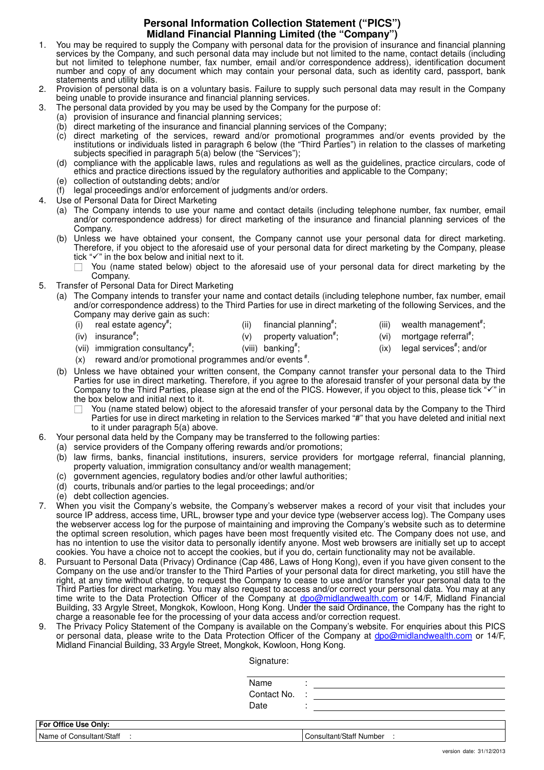# Personal Information Collection Statement ("PICS")
# Midland Financial Planning Limited (the "Company")

1. You may be required to supply the Company with personal data for the provision of insurance and financial planning services by the Company, and such personal data may include but not limited to the name, contact details (including but not limited to telephone number, fax number, email and/or correspondence address), identification document number and copy of any document which may contain your personal data, such as identity card, passport, bank statements and utility bills.
2. Provision of personal data is on a voluntary basis. Failure to supply such personal data may result in the Company being unable to provide insurance and financial planning services.
3. The personal data provided by you may be used by the Company for the purpose of:
   (a) provision of insurance and financial planning services;
   (b) direct marketing of the insurance and financial planning services of the Company;
   (c) direct marketing of the services, reward and/or promotional programmes and/or events provided by the institutions or individuals listed in paragraph 6 below (the "Third Parties") in relation to the classes of marketing subjects specified in paragraph 5(a) below (the "Services");
   (d) compliance with the applicable laws, rules and regulations as well as the guidelines, practice circulars, code of ethics and practice directions issued by the regulatory authorities and applicable to the Company;
   (e) collection of outstanding debts; and/or
   (f) legal proceedings and/or enforcement of judgments and/or orders.
4. Use of Personal Data for Direct Marketing
   (a) The Company intends to use your name and contact details (including telephone number, fax number, email and/or correspondence address) for direct marketing of the insurance and financial planning services of the Company.
   (b) Unless we have obtained your consent, the Company cannot use your personal data for direct marketing. Therefore, if you object to the aforesaid use of your personal data for direct marketing by the Company, please tick "✓" in the box below and initial next to it.
   ☐ You (name stated below) object to the aforesaid use of your personal data for direct marketing by the Company.
5. Transfer of Personal Data for Direct Marketing
   (a) The Company intends to transfer your name and contact details (including telephone number, fax number, email and/or correspondence address) to the Third Parties for use in direct marketing of the following Services, and the Company may derive gain as such:
   (i) real estate agency#; (ii) financial planning#; (iii) wealth management#;
   (iv) insurance#; (v) property valuation#; (vi) mortgage referral#;
   (vii) immigration consultancy#; (viii) banking#; (ix) legal services#; and/or
   (x) reward and/or promotional programmes and/or events #.
   (b) Unless we have obtained your written consent, the Company cannot transfer your personal data to the Third Parties for use in direct marketing. Therefore, if you agree to the aforesaid transfer of your personal data by the Company to the Third Parties, please sign at the end of the PICS. However, if you object to this, please tick "✓" in the box below and initial next to it.
   ☐ You (name stated below) object to the aforesaid transfer of your personal data by the Company to the Third Parties for use in direct marketing in relation to the Services marked "#" that you have deleted and initial next to it under paragraph 5(a) above.
6. Your personal data held by the Company may be transferred to the following parties:
   (a) service providers of the Company offering rewards and/or promotions;
   (b) law firms, banks, financial institutions, insurers, service providers for mortgage referral, financial planning, property valuation, immigration consultancy and/or wealth management;
   (c) government agencies, regulatory bodies and/or other lawful authorities;
   (d) courts, tribunals and/or parties to the legal proceedings; and/or
   (e) debt collection agencies.
7. When you visit the Company's website, the Company's webserver makes a record of your visit that includes your source IP address, access time, URL, browser type and your device type (webserver access log). The Company uses the webserver access log for the purpose of maintaining and improving the Company's website such as to determine the optimal screen resolution, which pages have been most frequently visited etc. The Company does not use, and has no intention to use the visitor data to personally identify anyone. Most web browsers are initially set up to accept cookies. You have a choice not to accept the cookies, but if you do, certain functionality may not be available.
8. Pursuant to Personal Data (Privacy) Ordinance (Cap 486, Laws of Hong Kong), even if you have given consent to the Company on the use and/or transfer to the Third Parties of your personal data for direct marketing, you still have the right, at any time without charge, to request the Company to cease to use and/or transfer your personal data to the Third Parties for direct marketing. You may also request to access and/or correct your personal data. You may at any time write to the Data Protection Officer of the Company at dpo@midlandwealth.com or 14/F, Midland Financial Building, 33 Argyle Street, Mongkok, Kowloon, Hong Kong. Under the said Ordinance, the Company has the right to charge a reasonable fee for the processing of your data access and/or correction request.
9. The Privacy Policy Statement of the Company is available on the Company's website. For enquiries about this PICS or personal data, please write to the Data Protection Officer of the Company at dpo@midlandwealth.com or 14/F, Midland Financial Building, 33 Argyle Street, Mongkok, Kowloon, Hong Kong.

Signature:

Name :

Contact No. :

Date :

| **For Office Use Only:** | |
|---|---|
| Name of Consultant/Staff : | Consultant/Staff Number : |

version date: 31/12/2013